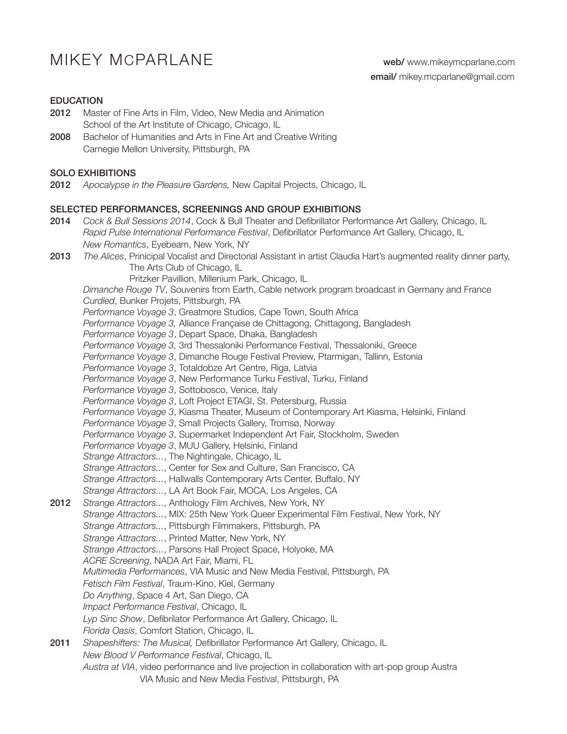# MIKEY McPARLANE

**web/** www.mikeymcparlane.com
**email/** mikey.mcparlane@gmail.com

## EDUCATION

**2012** Master of Fine Arts in Film, Video, New Media and Animation
School of the Art Institute of Chicago, Chicago, IL

**2008** Bachelor of Humanities and Arts in Fine Art and Creative Writing
Carnegie Mellon University, Pittsburgh, PA

## SOLO EXHIBITIONS

**2012** *Apocalypse in the Pleasure Gardens,* New Capital Projects, Chicago, IL

## SELECTED PERFORMANCES, SCREENINGS AND GROUP EXHIBITIONS

**2014**
*Cock & Bull Sessions 2014*, Cock & Bull Theater and Defibrillator Performance Art Gallery, Chicago, IL
*Rapid Pulse International Performance Festival*, Defibrillator Performance Art Gallery, Chicago, IL
*New Romantics*, Eyebeam, New York, NY

**2013**
*The Alices*, Prinicipal Vocalist and Directorial Assistant in artist Claudia Hart's augmented reality dinner party,
  The Arts Club of Chicago, IL
  Pritzker Pavillion, Millenium Park, Chicago, IL
*Dimanche Rouge TV*, Souvenirs from Earth, Cable network program broadcast in Germany and France
*Curdled*, Bunker Projets, Pittsburgh, PA
*Performance Voyage 3*, Greatmore Studios, Cape Town, South Africa
*Performance Voyage 3,* Alliance Française de Chittagong, Chittagong, Bangladesh
*Performance Voyage 3*, Depart Space, Dhaka, Bangladesh
*Performance Voyage 3,* 3rd Thessaloniki Performance Festival, Thessaloniki, Greece
*Performance Voyage 3*, Dimanche Rouge Festival Preview, Ptarmigan, Tallinn, Estonia
*Performance Voyage 3*, Totaldobze Art Centre, Riga, Latvia
*Performance Voyage 3*, New Performance Turku Festival, Turku, Finland
*Performance Voyage 3*, Sottobosco, Venice, Italy
*Performance Voyage 3*, Loft Project ETAGI, St. Petersburg, Russia
*Performance Voyage 3*, Kiasma Theater, Museum of Contemporary Art Kiasma, Helsinki, Finland
*Performance Voyage 3*, Small Projects Gallery, Tromsø, Norway
*Performance Voyage 3*, Supermarket Independent Art Fair, Stockholm, Sweden
*Performance Voyage 3*, MUU Gallery, Helsinki, Finland
*Strange Attractors...*, The Nightingale, Chicago, IL
*Strange Attractors...*, Center for Sex and Culture, San Francisco, CA
*Strange Attractors...*, Hallwalls Contemporary Arts Center, Buffalo, NY
*Strange Attractors...*, LA Art Book Fair, MOCA, Los Angeles, CA

**2012**
*Strange Attractors...*, Anthology Film Archives, New York, NY
*Strange Attractors...*, MIX: 25th New York Queer Experimental Film Festival, New York, NY
*Strange Attractors...*, Pittsburgh Filmmakers, Pittsburgh, PA
*Strange Attractors...*, Printed Matter, New York, NY
*Strange Attractors...*, Parsons Hall Project Space, Holyoke, MA
*ACRE Screening*, NADA Art Fair, Miami, FL
*Multimedia Performances*, VIA Music and New Media Festival, Pittsburgh, PA
*Fetisch Film Festival*, Traum-Kino, Kiel, Germany
*Do Anything*, Space 4 Art, San Diego, CA
*Impact Performance Festival*, Chicago, IL
*Lyp Sinc Show*, Defibrilator Performance Art Gallery, Chicago, IL
*Florida Oasis*, Comfort Station, Chicago, IL

**2011**
*Shapeshifters: The Musical,* Defibrillator Performance Art Gallery, Chicago, IL
*New Blood V Performance Festival*, Chicago, IL
*Austra at VIA*, video performance and live projection in collaboration with art-pop group Austra
  VIA Music and New Media Festival, Pittsburgh, PA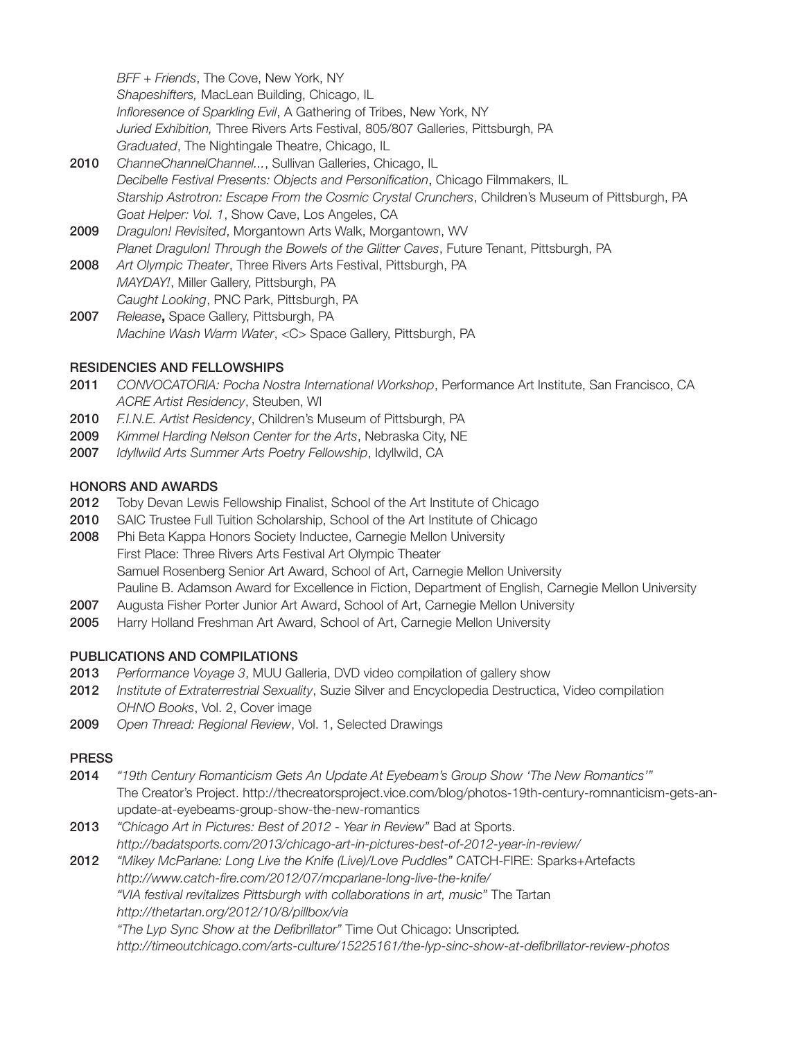*BFF + Friends*, The Cove, New York, NY
*Shapeshifters,* MacLean Building, Chicago, IL
*Infloresence of Sparkling Evil*, A Gathering of Tribes, New York, NY
*Juried Exhibition,* Three Rivers Arts Festival, 805/807 Galleries, Pittsburgh, PA
*Graduated*, The Nightingale Theatre, Chicago, IL

**2010** *ChanneChannelChannel...*, Sullivan Galleries, Chicago, IL
*Decibelle Festival Presents: Objects and Personification*, Chicago Filmmakers, IL
*Starship Astrotron: Escape From the Cosmic Crystal Crunchers*, Children's Museum of Pittsburgh, PA
*Goat Helper: Vol. 1*, Show Cave, Los Angeles, CA

**2009** *Dragulon! Revisited*, Morgantown Arts Walk, Morgantown, WV
*Planet Dragulon! Through the Bowels of the Glitter Caves*, Future Tenant, Pittsburgh, PA

**2008** *Art Olympic Theater*, Three Rivers Arts Festival, Pittsburgh, PA
*MAYDAY!*, Miller Gallery, Pittsburgh, PA
*Caught Looking*, PNC Park, Pittsburgh, PA

**2007** *Release***,** Space Gallery, Pittsburgh, PA
*Machine Wash Warm Water*, <C> Space Gallery, Pittsburgh, PA

## RESIDENCIES AND FELLOWSHIPS

**2011** *CONVOCATORIA: Pocha Nostra International Workshop*, Performance Art Institute, San Francisco, CA
*ACRE Artist Residency*, Steuben, WI

**2010** *F.I.N.E. Artist Residency*, Children's Museum of Pittsburgh, PA

**2009** *Kimmel Harding Nelson Center for the Arts*, Nebraska City, NE

**2007** *Idyllwild Arts Summer Arts Poetry Fellowship*, Idyllwild, CA

## HONORS AND AWARDS

**2012** Toby Devan Lewis Fellowship Finalist, School of the Art Institute of Chicago

**2010** SAIC Trustee Full Tuition Scholarship, School of the Art Institute of Chicago

**2008** Phi Beta Kappa Honors Society Inductee, Carnegie Mellon University
First Place: Three Rivers Arts Festival Art Olympic Theater
Samuel Rosenberg Senior Art Award, School of Art, Carnegie Mellon University
Pauline B. Adamson Award for Excellence in Fiction, Department of English, Carnegie Mellon University

**2007** Augusta Fisher Porter Junior Art Award, School of Art, Carnegie Mellon University

**2005** Harry Holland Freshman Art Award, School of Art, Carnegie Mellon University

## PUBLICATIONS AND COMPILATIONS

**2013** *Performance Voyage 3*, MUU Galleria, DVD video compilation of gallery show

**2012** *Institute of Extraterrestrial Sexuality*, Suzie Silver and Encyclopedia Destructica, Video compilation
*OHNO Books*, Vol. 2, Cover image

**2009** *Open Thread: Regional Review*, Vol. 1, Selected Drawings

## PRESS

**2014** *"19th Century Romanticism Gets An Update At Eyebeam's Group Show 'The New Romantics'"*
The Creator's Project. http://thecreatorsproject.vice.com/blog/photos-19th-century-romnanticism-gets-an-update-at-eyebeams-group-show-the-new-romantics

**2013** *"Chicago Art in Pictures: Best of 2012 - Year in Review"* Bad at Sports.
*http://badatsports.com/2013/chicago-art-in-pictures-best-of-2012-year-in-review/*

**2012** *"Mikey McParlane: Long Live the Knife (Live)/Love Puddles"* CATCH-FIRE: Sparks+Artefacts
*http://www.catch-fire.com/2012/07/mcparlane-long-live-the-knife/*
*"VIA festival revitalizes Pittsburgh with collaborations in art, music"* The Tartan
*http://thetartan.org/2012/10/8/pillbox/via*
*"The Lyp Sync Show at the Defibrillator"* Time Out Chicago: Unscripted*.*
*http://timeoutchicago.com/arts-culture/15225161/the-lyp-sinc-show-at-defibrillator-review-photos*